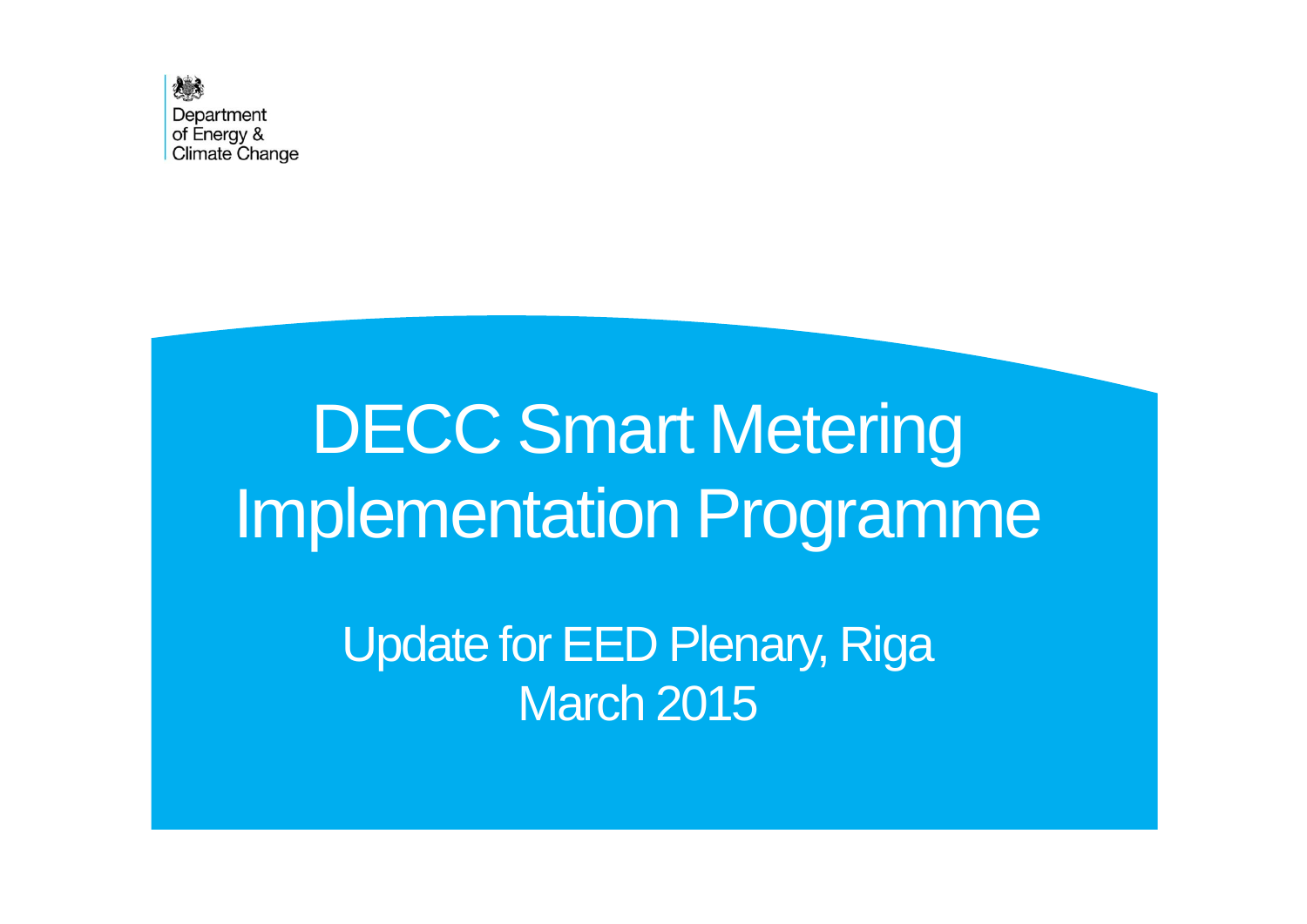Department of Energy & Climate Change

# DECC Smart Metering Implementation Programme

## Update for EED Plenary, Riga March 2015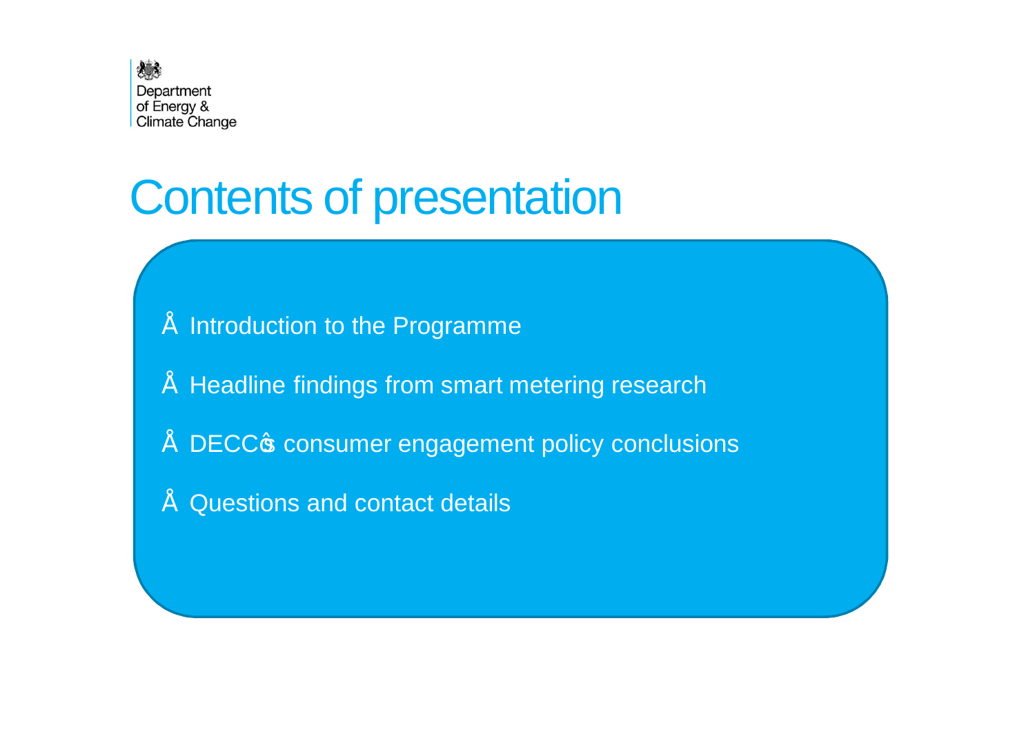Department of Energy & Climate Change

# Contents of presentation

- Introduction to the Programme
- Headline findings from smart metering research
- DECC's consumer engagement policy conclusions
- Questions and contact details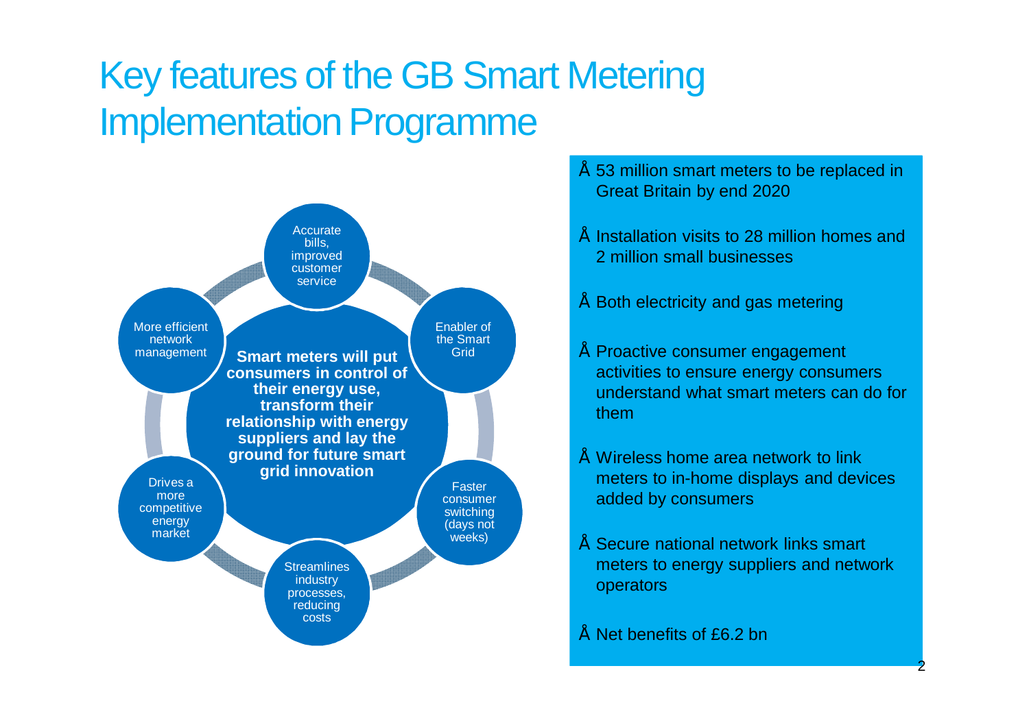# Key features of the GB Smart Metering Implementation Programme

**Smart meters will put consumers in control of their energy use, transform their relationship with energy suppliers and lay the ground for future smart grid innovation**

- Accurate bills, improved customer service
- Enabler of the Smart Grid
- Faster consumer switching (days not weeks)
- Streamlines industry processes, reducing costs
- Drives a more competitive energy market
- More efficient network management

- 53 million smart meters to be replaced in Great Britain by end 2020
- Installation visits to 28 million homes and 2 million small businesses
- Both electricity and gas metering
- Proactive consumer engagement activities to ensure energy consumers understand what smart meters can do for them
- Wireless home area network to link meters to in-home displays and devices added by consumers
- Secure national network links smart meters to energy suppliers and network operators
- Net benefits of £6.2 bn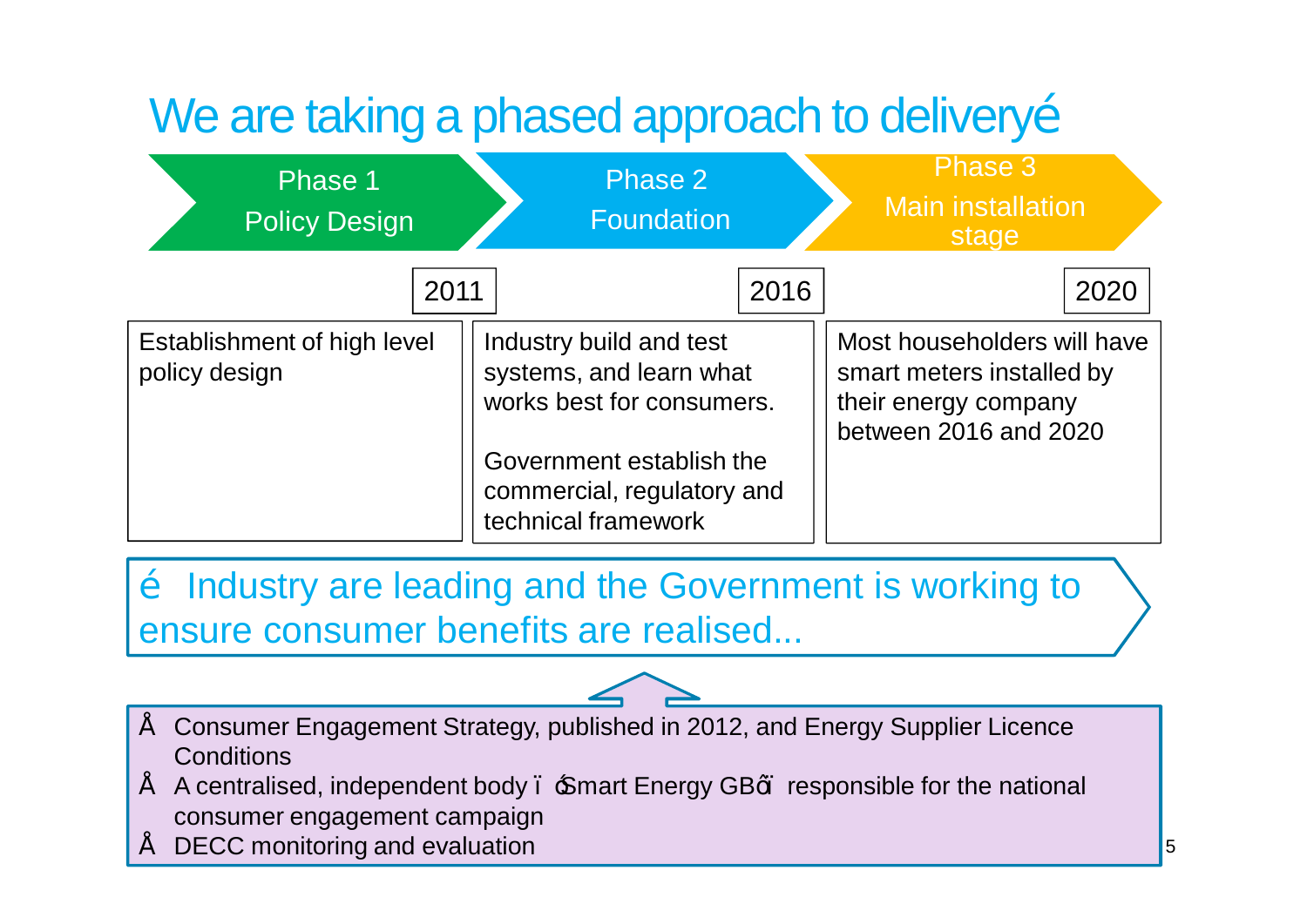# We are taking a phased approach to deliveryé

| Phase 1 Policy Design | Phase 2 Foundation | Phase 3 Main installation stage |
|---|---|---|
| 2011 | 2016 | 2020 |
| Establishment of high level policy design | Industry build and test systems, and learn what works best for consumers.<br><br>Government establish the commercial, regulatory and technical framework | Most householders will have smart meters installed by their energy company between 2016 and 2020 |

é Industry are leading and the Government is working to ensure consumer benefits are realised...

- Consumer Engagement Strategy, published in 2012, and Energy Supplier Licence Conditions
- A centralised, independent body ï óSmart Energy GBő ï responsible for the national consumer engagement campaign
- DECC monitoring and evaluation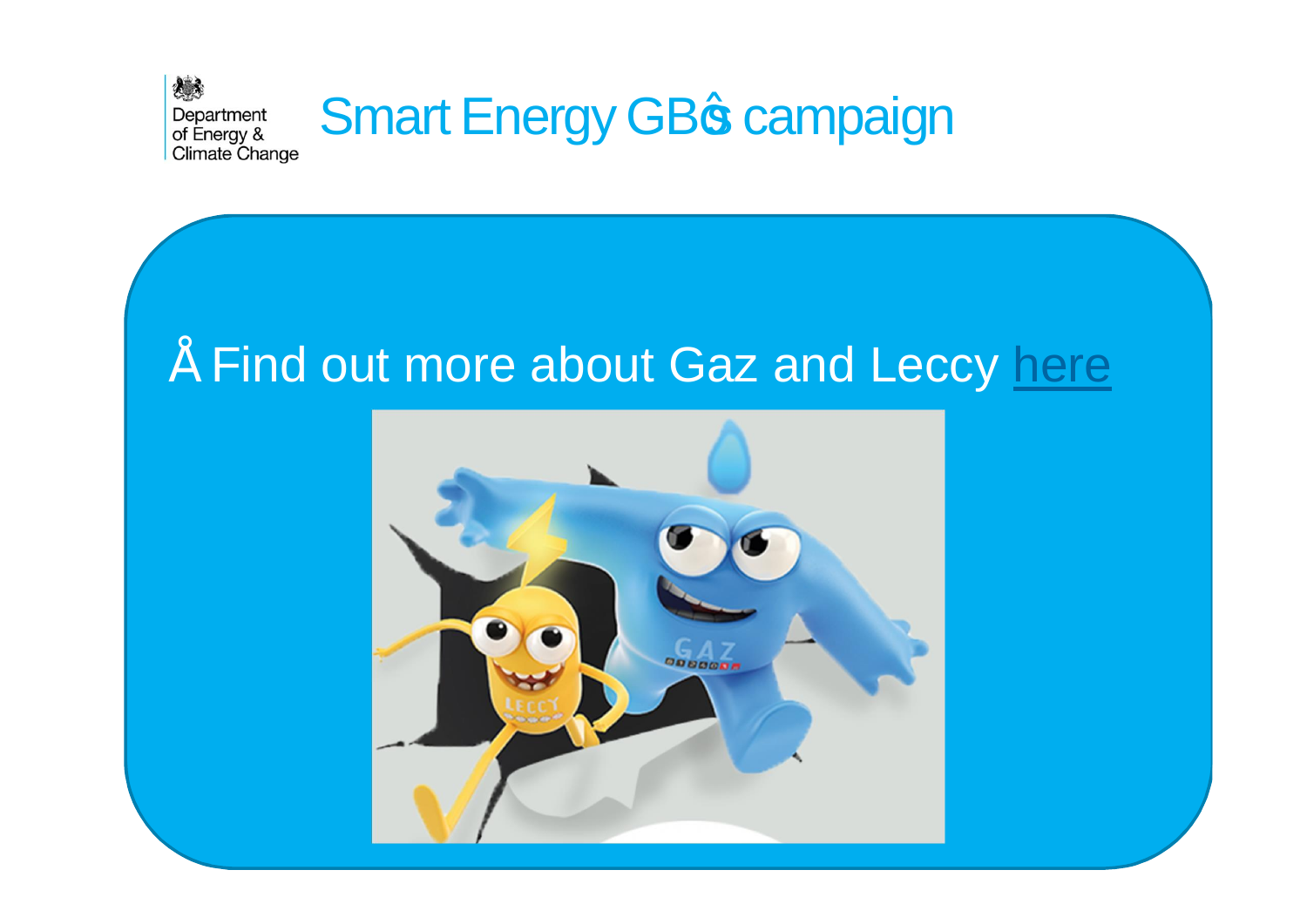Department of Energy & Climate Change

# Smart Energy GB's campaign

- Find out more about Gaz and Leccy here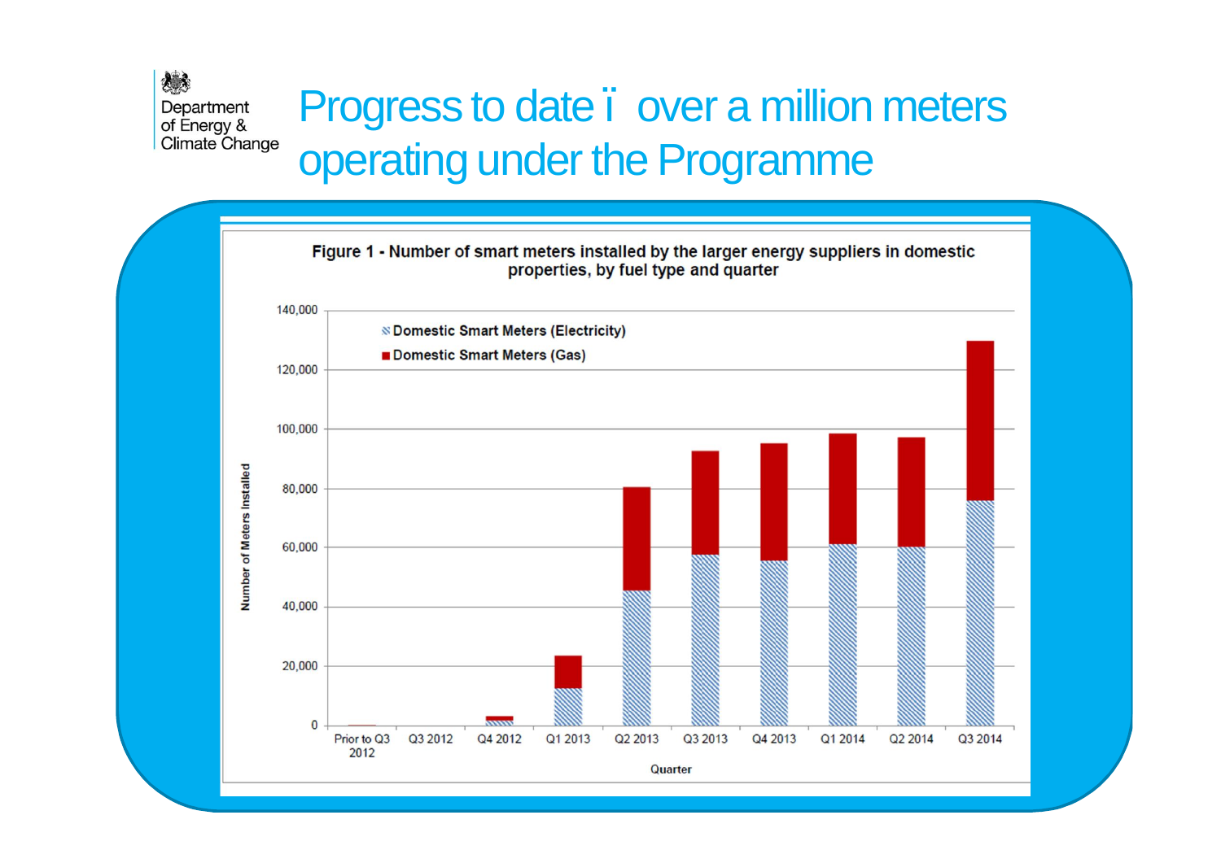# Progress to date ï over a million meters operating under the Programme

**Figure 1 - Number of smart meters installed by the larger energy suppliers in domestic properties, by fuel type and quarter**

- Domestic Smart Meters (Electricity)
- Domestic Smart Meters (Gas)

Number of Meters Installed: 0, 20,000, 40,000, 60,000, 80,000, 100,000, 120,000, 140,000

Quarter: Prior to Q3 2012, Q3 2012, Q4 2012, Q1 2013, Q2 2013, Q3 2013, Q4 2013, Q1 2014, Q2 2014, Q3 2014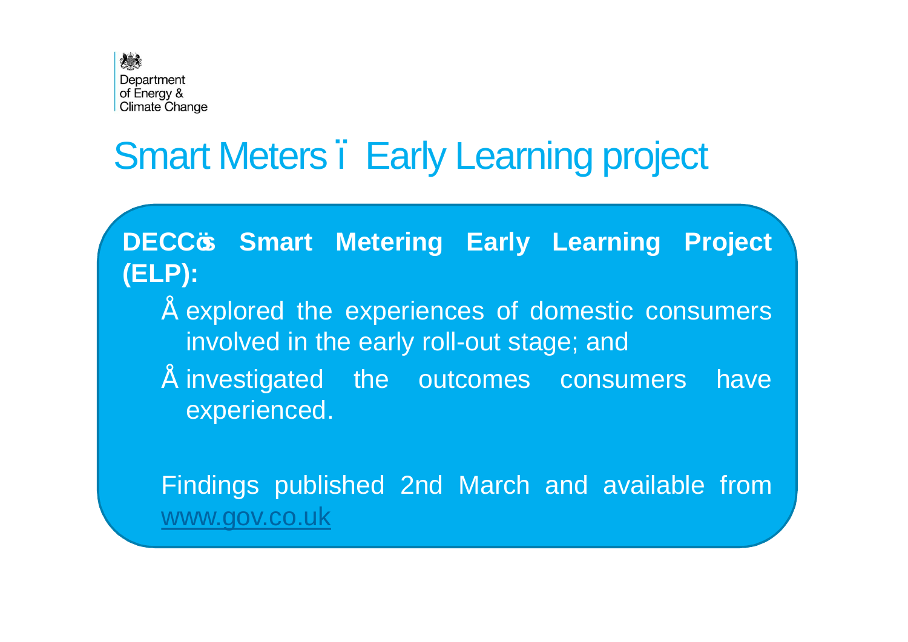Department of Energy & Climate Change

# Smart Meters – Early Learning project

**DECC's Smart Metering Early Learning Project (ELP):**

- explored the experiences of domestic consumers involved in the early roll-out stage; and
- investigated the outcomes consumers have experienced.

Findings published 2nd March and available from www.gov.co.uk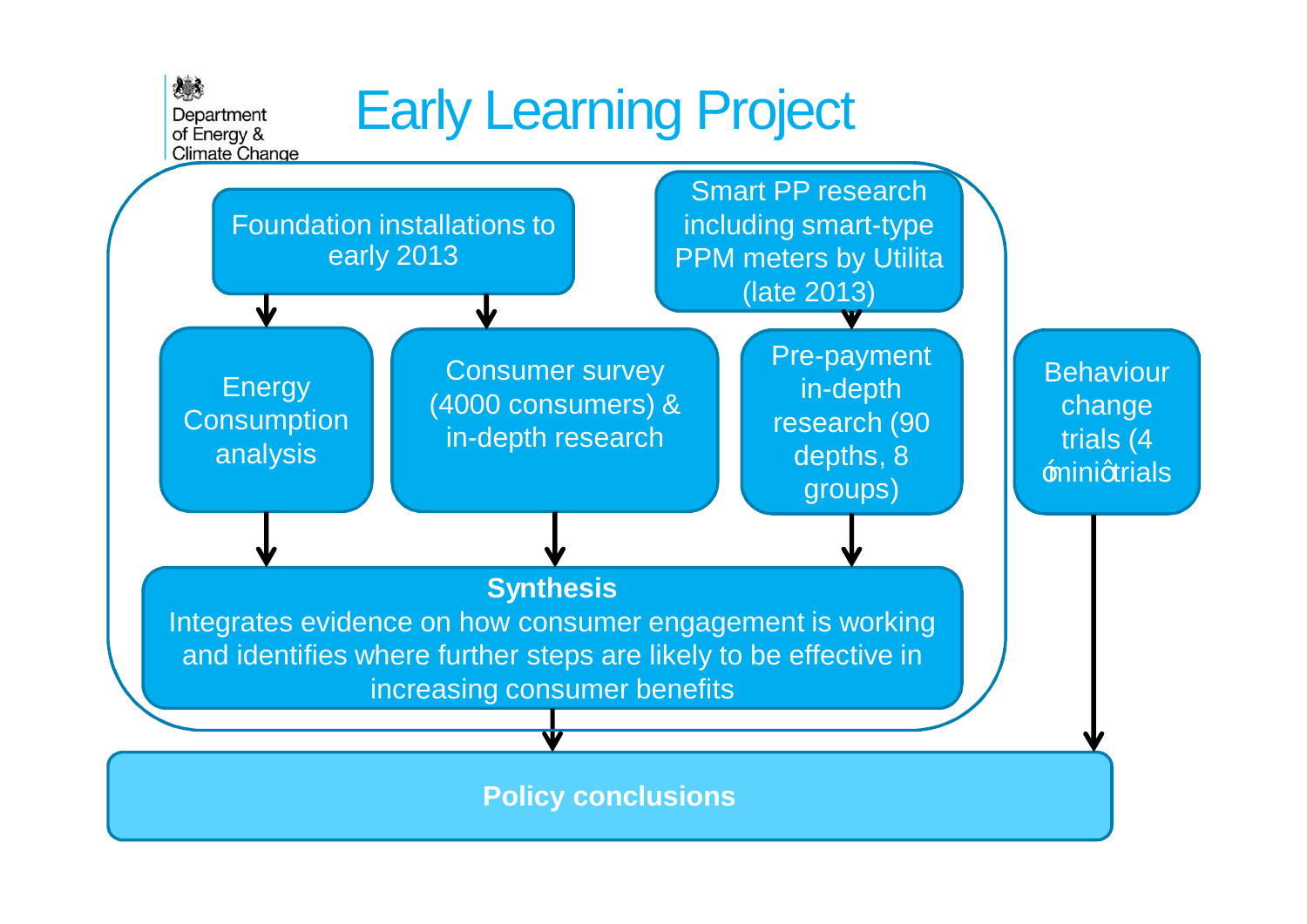Department of Energy & Climate Change

# Early Learning Project

- Foundation installations to early 2013
  - Energy Consumption analysis
  - Consumer survey (4000 consumers) & in-depth research
- Smart PP research including smart-type PPM meters by Utilita (late 2013)
  - Pre-payment in-depth research (90 depths, 8 groups)

**Synthesis**
Integrates evidence on how consumer engagement is working and identifies where further steps are likely to be effective in increasing consumer benefits

Behaviour change trials (4 ómini ô trials

**Policy conclusions**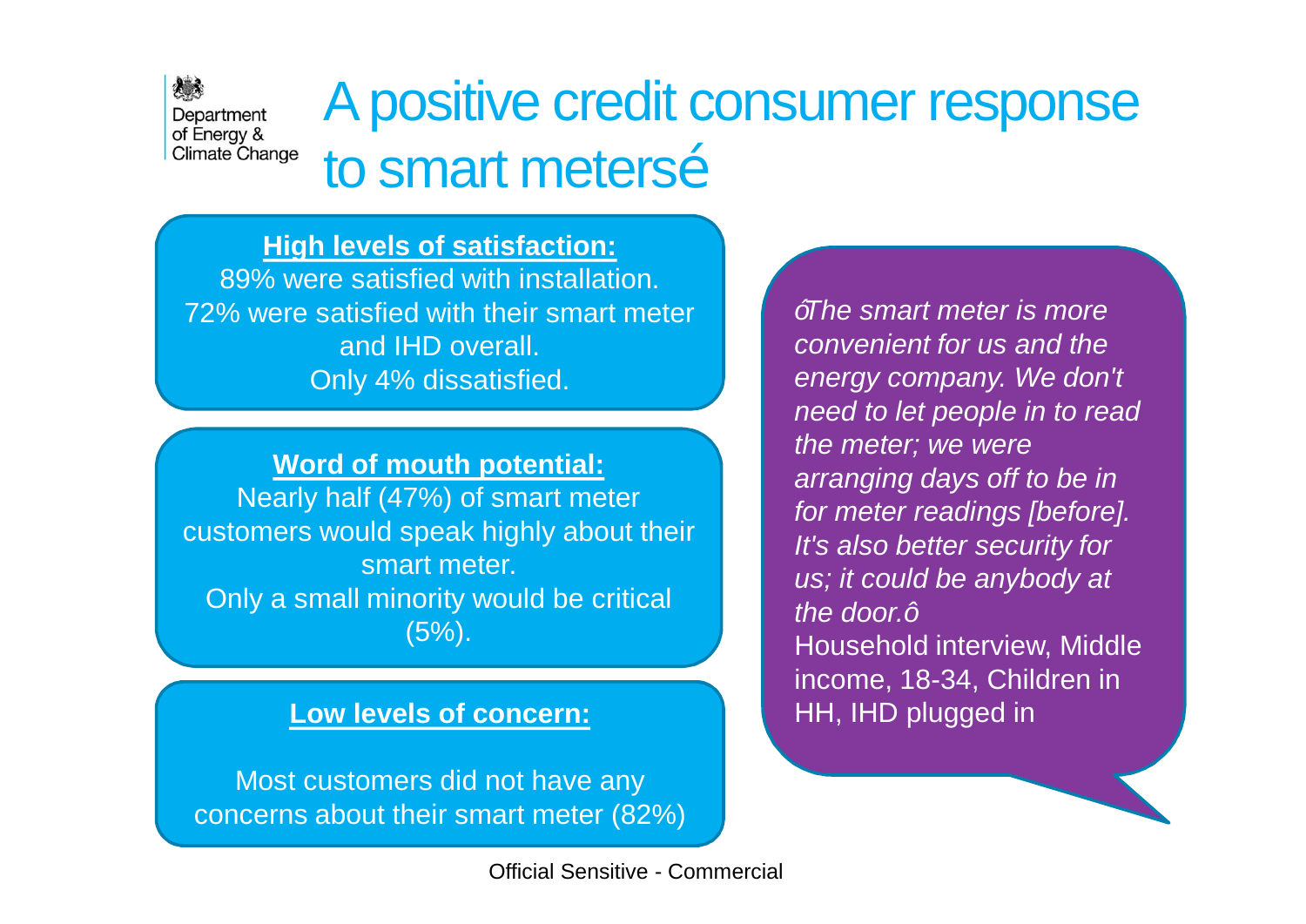Department of Energy & Climate Change

# A positive credit consumer response to smart metersé

**High levels of satisfaction:**

89% were satisfied with installation.
72% were satisfied with their smart meter and IHD overall.
Only 4% dissatisfied.

**Word of mouth potential:**

Nearly half (47%) of smart meter customers would speak highly about their smart meter.
Only a small minority would be critical (5%).

**Low levels of concern:**

Most customers did not have any concerns about their smart meter (82%)

*óThe smart meter is more convenient for us and the energy company. We don't need to let people in to read the meter; we were arranging days off to be in for meter readings [before]. It's also better security for us; it could be anybody at the door.ô*

Household interview, Middle income, 18-34, Children in HH, IHD plugged in

Official Sensitive - Commercial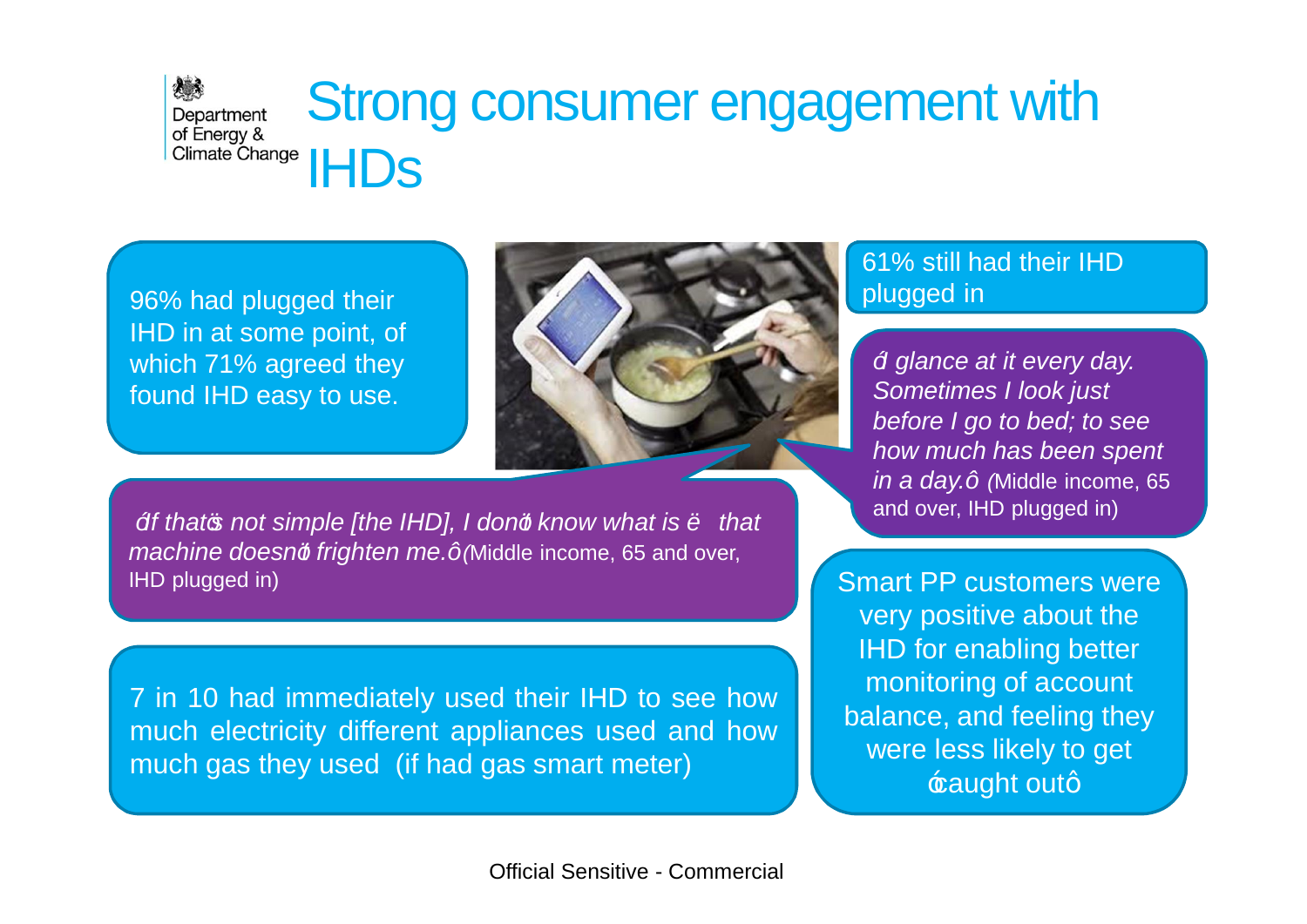# Strong consumer engagement with IHDs

96% had plugged their IHD in at some point, of which 71% agreed they found IHD easy to use.

61% still had their IHD plugged in

*‘I glance at it every day. Sometimes I look just before I go to bed; to see how much has been spent in a day.’* (Middle income, 65 and over, IHD plugged in)

*‘If that’s not simple [the IHD], I don’t know what is … that machine doesn’t frighten me.’* (Middle income, 65 and over, IHD plugged in)

Smart PP customers were very positive about the IHD for enabling better monitoring of account balance, and feeling they were less likely to get ‘caught out’

7 in 10 had immediately used their IHD to see how much electricity different appliances used and how much gas they used (if had gas smart meter)

Official Sensitive - Commercial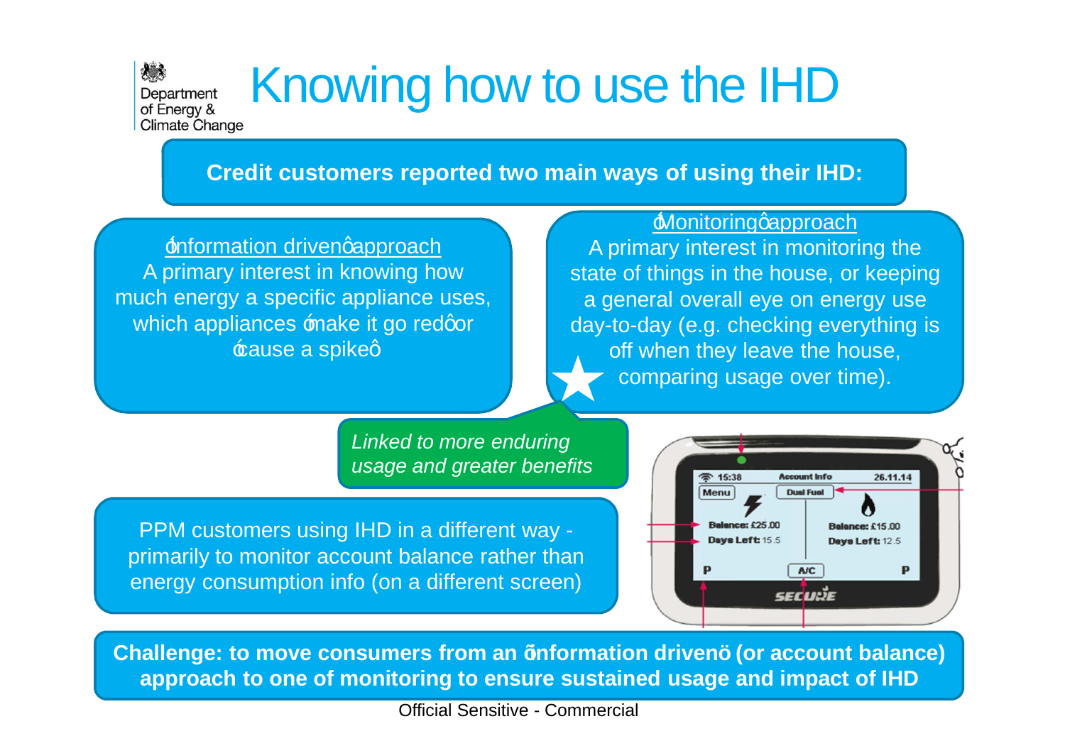# Knowing how to use the IHD

**Credit customers reported two main ways of using their IHD:**

‘Information driven’ approach
A primary interest in knowing how much energy a specific appliance uses, which appliances ‘make it go red’ or ‘cause a spike’

‘Monitoring’ approach
A primary interest in monitoring the state of things in the house, or keeping a general overall eye on energy use day-to-day (e.g. checking everything is off when they leave the house, comparing usage over time).

*Linked to more enduring usage and greater benefits*

PPM customers using IHD in a different way - primarily to monitor account balance rather than energy consumption info (on a different screen)

**Challenge: to move consumers from an “information driven” (or account balance) approach to one of monitoring to ensure sustained usage and impact of IHD**

Official Sensitive - Commercial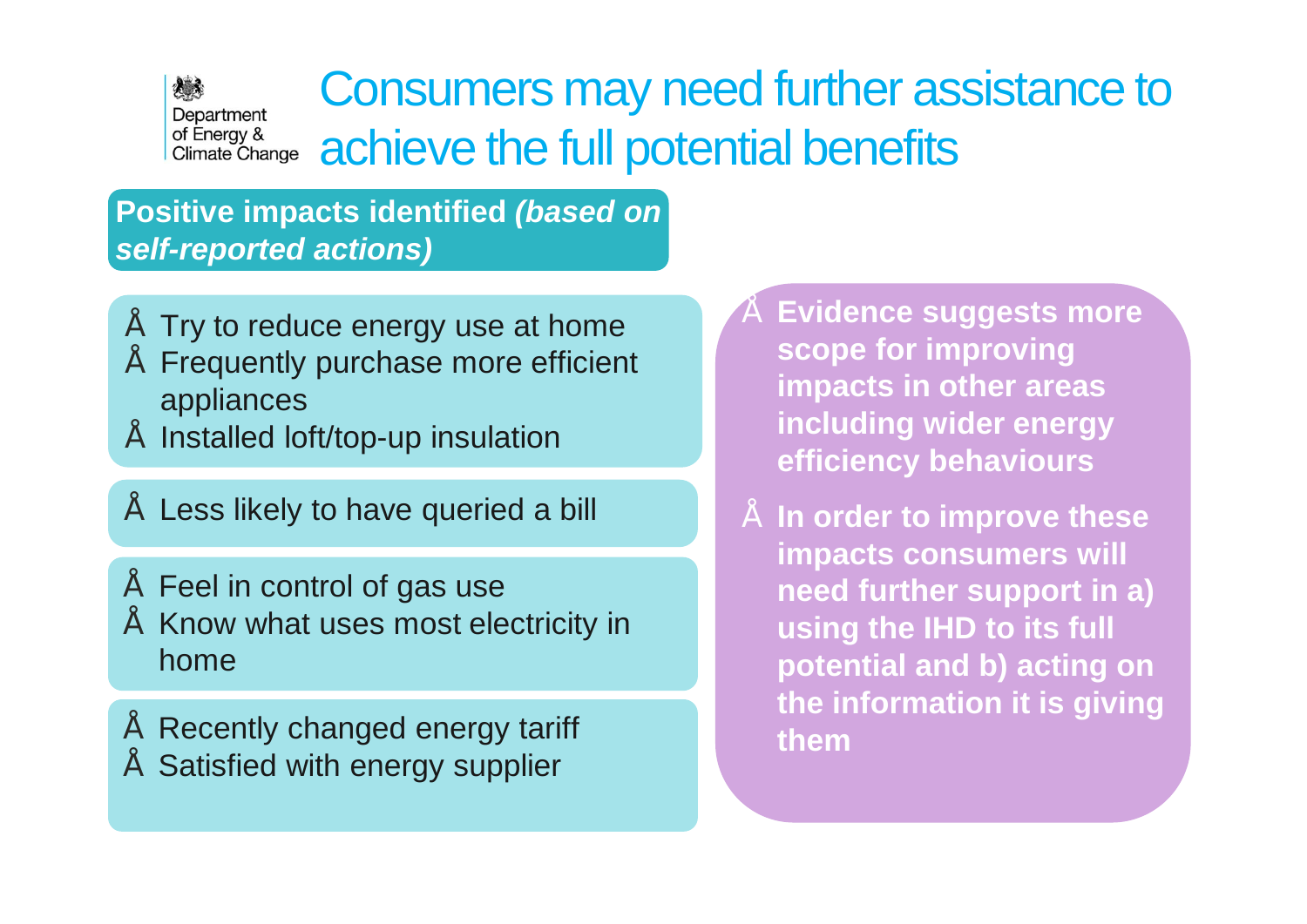Department of Energy & Climate Change

# Consumers may need further assistance to achieve the full potential benefits

**Positive impacts identified *(based on self-reported actions)***

- Try to reduce energy use at home
- Frequently purchase more efficient appliances
- Installed loft/top-up insulation

- Less likely to have queried a bill

- Feel in control of gas use
- Know what uses most electricity in home

- Recently changed energy tariff
- Satisfied with energy supplier

- **Evidence suggests more scope for improving impacts in other areas including wider energy efficiency behaviours**
- **In order to improve these impacts consumers will need further support in a) using the IHD to its full potential and b) acting on the information it is giving them**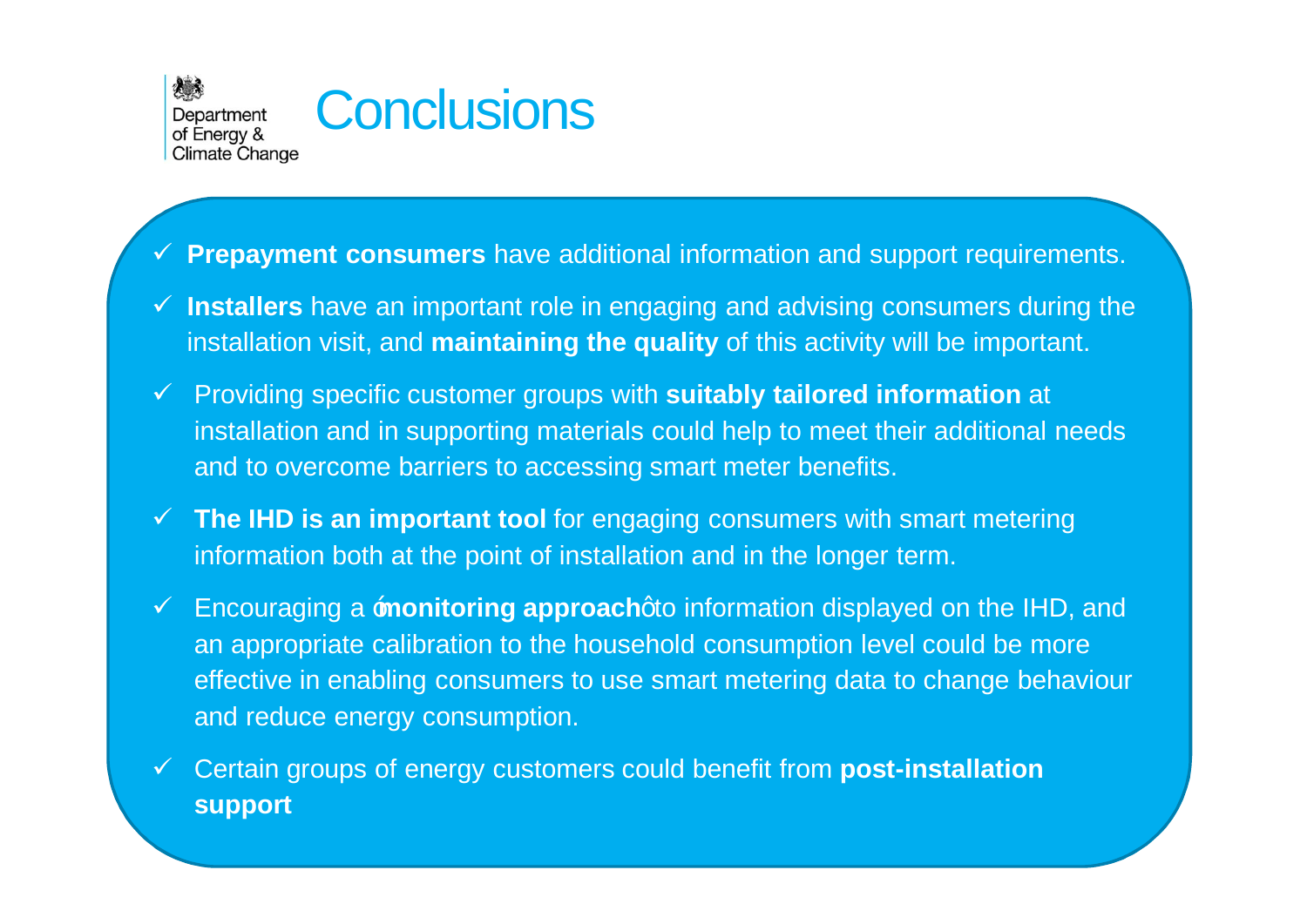# Conclusions

- ✓ **Prepayment consumers** have additional information and support requirements.
- ✓ **Installers** have an important role in engaging and advising consumers during the installation visit, and **maintaining the quality** of this activity will be important.
- ✓ Providing specific customer groups with **suitably tailored information** at installation and in supporting materials could help to meet their additional needs and to overcome barriers to accessing smart meter benefits.
- ✓ **The IHD is an important tool** for engaging consumers with smart metering information both at the point of installation and in the longer term.
- ✓ Encouraging a ‘**monitoring approach**’ to information displayed on the IHD, and an appropriate calibration to the household consumption level could be more effective in enabling consumers to use smart metering data to change behaviour and reduce energy consumption.
- ✓ Certain groups of energy customers could benefit from **post-installation support**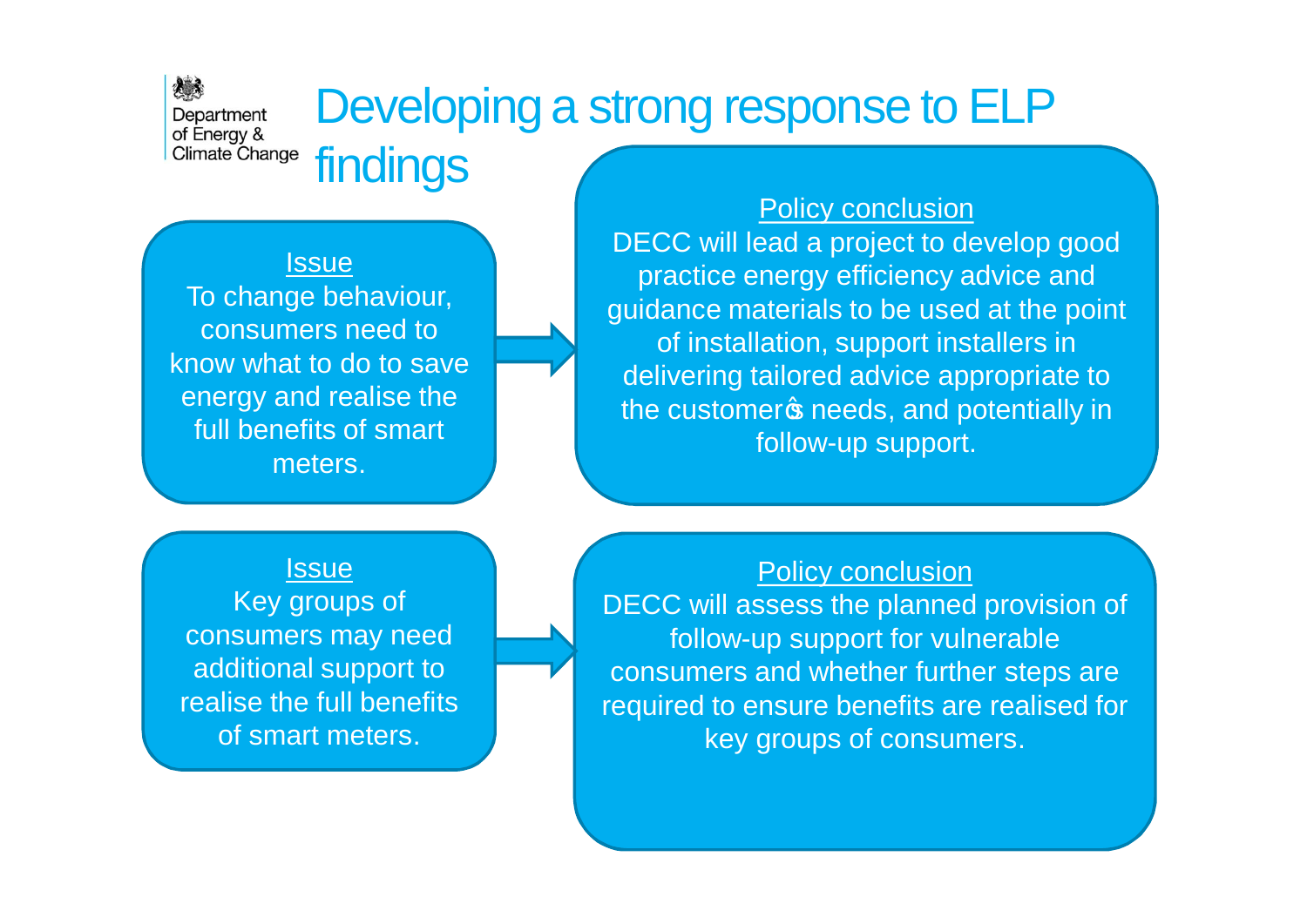Department of Energy & Climate Change

# Developing a strong response to ELP findings

**Issue**

To change behaviour, consumers need to know what to do to save energy and realise the full benefits of smart meters.

**Policy conclusion**

DECC will lead a project to develop good practice energy efficiency advice and guidance materials to be used at the point of installation, support installers in delivering tailored advice appropriate to the customer's needs, and potentially in follow-up support.

**Issue**

Key groups of consumers may need additional support to realise the full benefits of smart meters.

**Policy conclusion**

DECC will assess the planned provision of follow-up support for vulnerable consumers and whether further steps are required to ensure benefits are realised for key groups of consumers.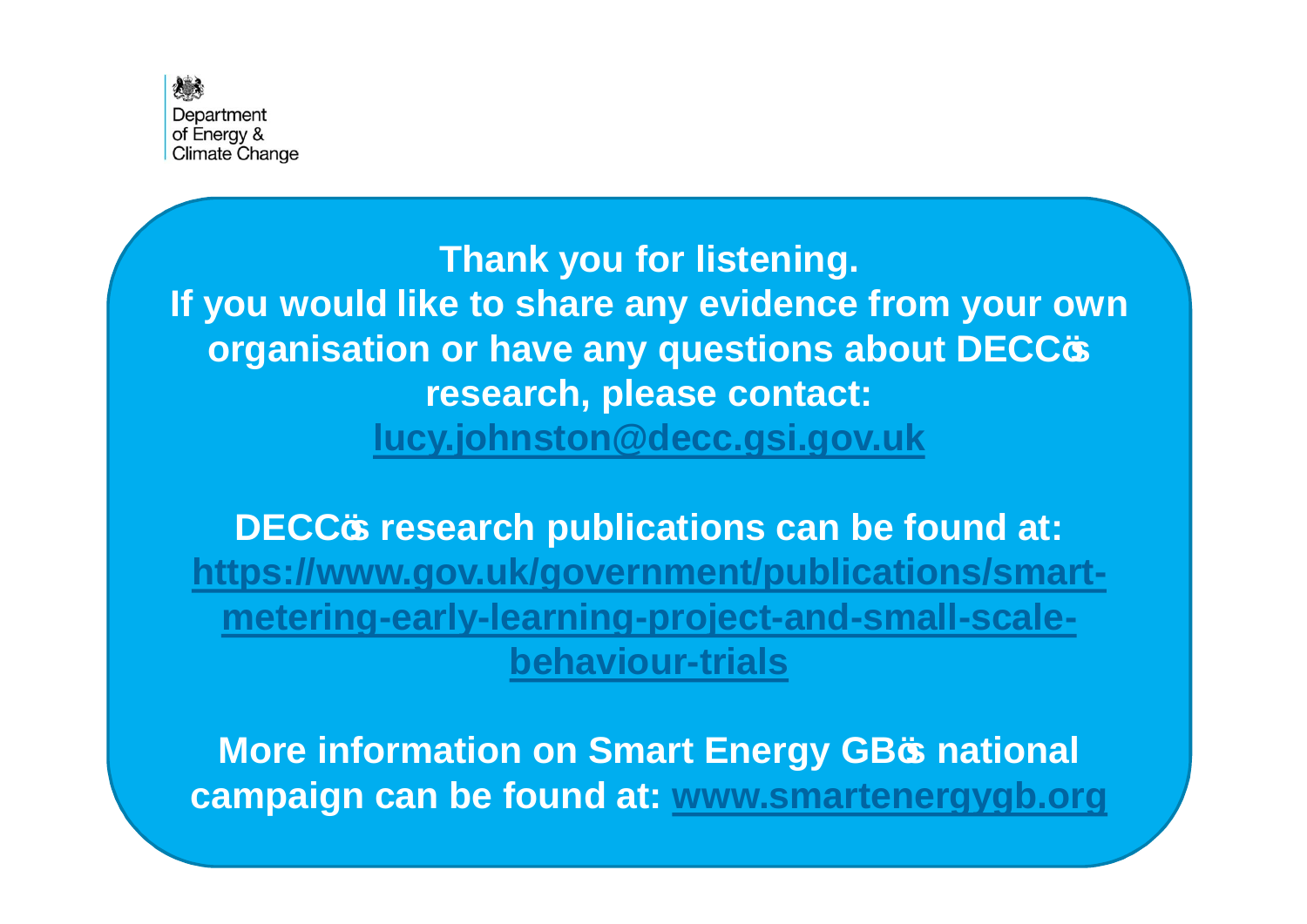Department of Energy & Climate Change

**Thank you for listening.**

**If you would like to share any evidence from your own organisation or have any questions about DECCös research, please contact:**

**lucy.johnston@decc.gsi.gov.uk**

**DECCös research publications can be found at:**

**https://www.gov.uk/government/publications/smart-metering-early-learning-project-and-small-scale-behaviour-trials**

**More information on Smart Energy GBös national campaign can be found at: www.smartenergygb.org**